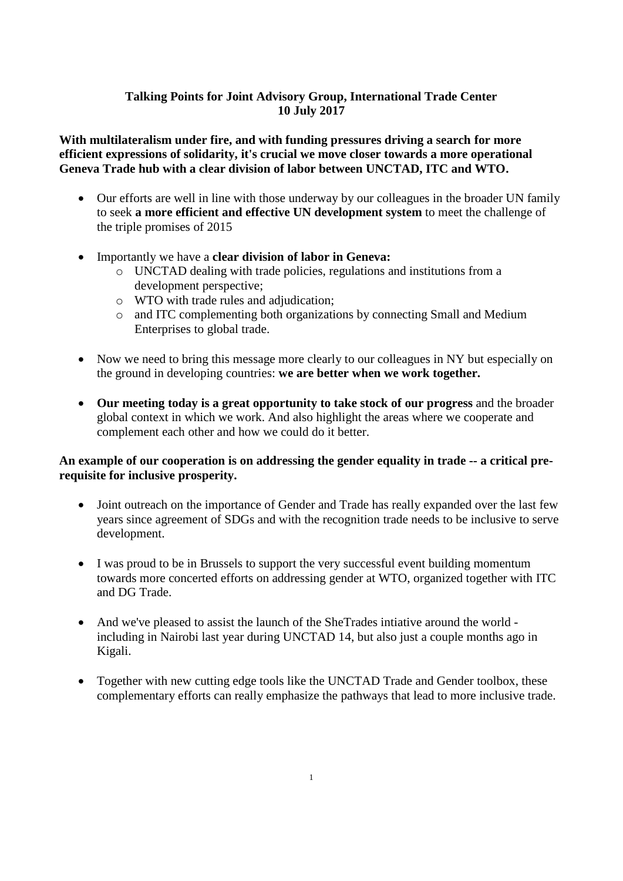**Talking Points for Joint Advisory Group, International Trade Center**
**10 July 2017**

**With multilateralism under fire, and with funding pressures driving a search for more efficient expressions of solidarity, it's crucial we move closer towards a more operational Geneva Trade hub with a clear division of labor between UNCTAD, ITC and WTO.**

- Our efforts are well in line with those underway by our colleagues in the broader UN family to seek **a more efficient and effective UN development system** to meet the challenge of the triple promises of 2015

- Importantly we have a **clear division of labor in Geneva:**
  - UNCTAD dealing with trade policies, regulations and institutions from a development perspective;
  - WTO with trade rules and adjudication;
  - and ITC complementing both organizations by connecting Small and Medium Enterprises to global trade.

- Now we need to bring this message more clearly to our colleagues in NY but especially on the ground in developing countries: **we are better when we work together.**

- **Our meeting today is a great opportunity to take stock of our progress** and the broader global context in which we work. And also highlight the areas where we cooperate and complement each other and how we could do it better.

**An example of our cooperation is on addressing the gender equality in trade -- a critical pre-requisite for inclusive prosperity.**

- Joint outreach on the importance of Gender and Trade has really expanded over the last few years since agreement of SDGs and with the recognition trade needs to be inclusive to serve development.

- I was proud to be in Brussels to support the very successful event building momentum towards more concerted efforts on addressing gender at WTO, organized together with ITC and DG Trade.

- And we've pleased to assist the launch of the SheTrades intiative around the world - including in Nairobi last year during UNCTAD 14, but also just a couple months ago in Kigali.

- Together with new cutting edge tools like the UNCTAD Trade and Gender toolbox, these complementary efforts can really emphasize the pathways that lead to more inclusive trade.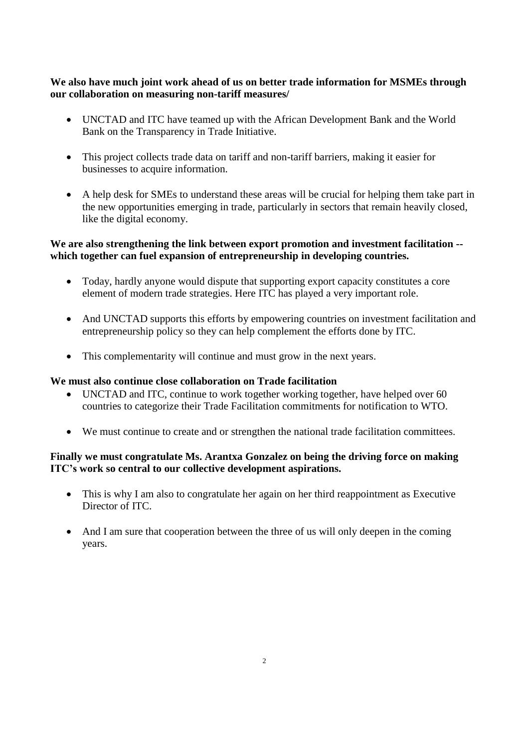**We also have much joint work ahead of us on better trade information for MSMEs through our collaboration on measuring non-tariff measures/**

- UNCTAD and ITC have teamed up with the African Development Bank and the World Bank on the Transparency in Trade Initiative.
- This project collects trade data on tariff and non-tariff barriers, making it easier for businesses to acquire information.
- A help desk for SMEs to understand these areas will be crucial for helping them take part in the new opportunities emerging in trade, particularly in sectors that remain heavily closed, like the digital economy.

**We are also strengthening the link between export promotion and investment facilitation -- which together can fuel expansion of entrepreneurship in developing countries.**

- Today, hardly anyone would dispute that supporting export capacity constitutes a core element of modern trade strategies. Here ITC has played a very important role.
- And UNCTAD supports this efforts by empowering countries on investment facilitation and entrepreneurship policy so they can help complement the efforts done by ITC.
- This complementarity will continue and must grow in the next years.

**We must also continue close collaboration on Trade facilitation**

- UNCTAD and ITC, continue to work together working together, have helped over 60 countries to categorize their Trade Facilitation commitments for notification to WTO.
- We must continue to create and or strengthen the national trade facilitation committees.

**Finally we must congratulate Ms. Arantxa Gonzalez on being the driving force on making ITC's work so central to our collective development aspirations.**

- This is why I am also to congratulate her again on her third reappointment as Executive Director of ITC.
- And I am sure that cooperation between the three of us will only deepen in the coming years.